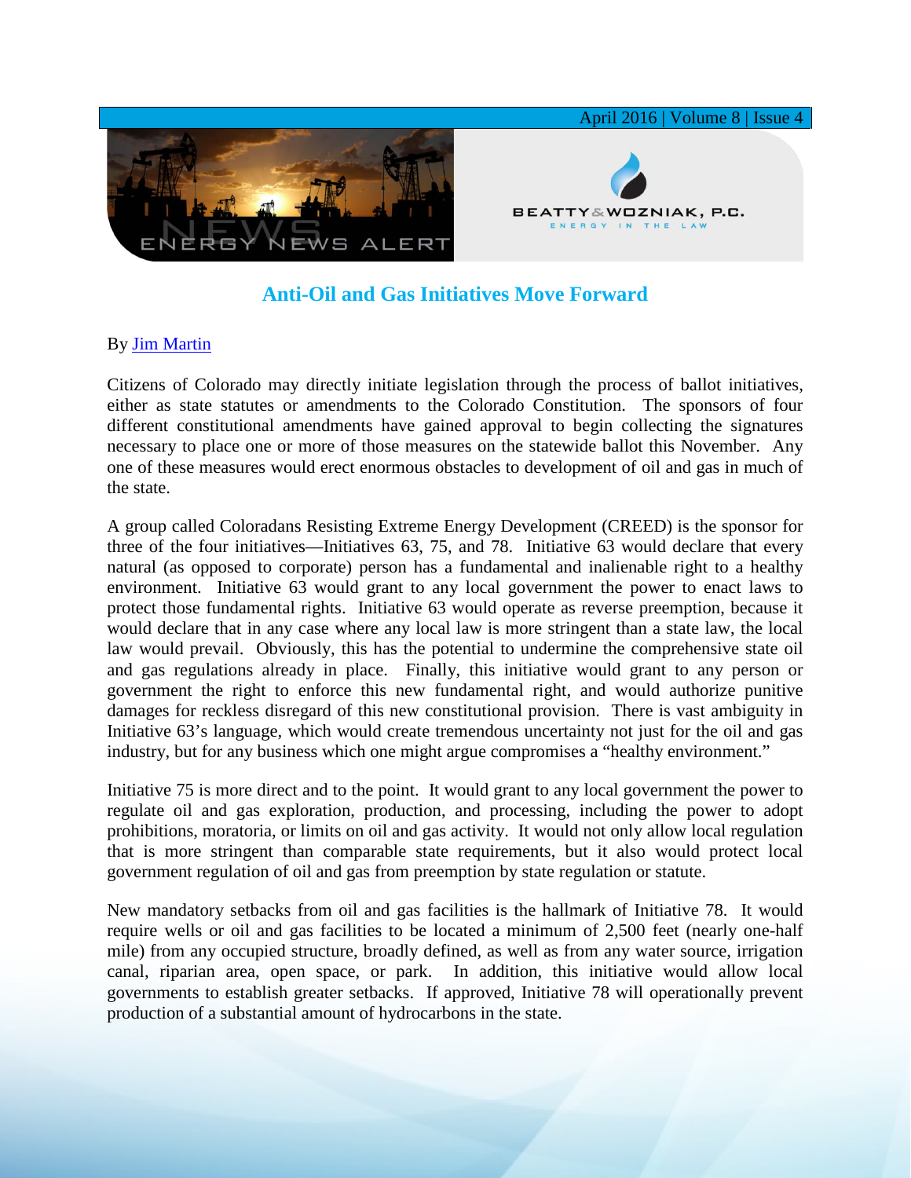# Anti-Oil and Gas Initiatives Move Forward

By [Jim Martin]

Citizens of Colorado may directly initiate legislation through the process of ballot initiatives, either as state statutes or amendments to the Colorado Constitution. The sponsors of four different constitutional amendments have gained approval to begin collecting the signatures necessary to place one or more of those measures on the statewide ballot this November. Any one of these measures would erect enormous obstacles to development of oil and gas in much of the state.

A group called Coloradans Resisting Extreme Energy Development (CREED) is the sponsor for three of the four initiatives—Initiatives 63, 75, and 78. Initiative 63 would declare that every natural (as opposed to corporate) person has a fundamental and inalienable right to a healthy environment. Initiative 63 would grant to any local government the power to enact laws to protect those fundamental rights. Initiative 63 would operate as reverse preemption, because it would declare that in any case where any local law is more stringent than a state law, the local law would prevail. Obviously, this has the potential to undermine the comprehensive state oil and gas regulations already in place. Finally, this initiative would grant to any person or government the right to enforce this new fundamental right, and would authorize punitive damages for reckless disregard of this new constitutional provision. There is vast ambiguity in Initiative 63's language, which would create tremendous uncertainty not just for the oil and gas industry, but for any business which one might argue compromises a "healthy environment."

Initiative 75 is more direct and to the point. It would grant to any local government the power to regulate oil and gas exploration, production, and processing, including the power to adopt prohibitions, moratoria, or limits on oil and gas activity. It would not only allow local regulation that is more stringent than comparable state requirements, but it also would protect local government regulation of oil and gas from preemption by state regulation or statute.

New mandatory setbacks from oil and gas facilities is the hallmark of Initiative 78. It would require wells or oil and gas facilities to be located a minimum of 2,500 feet (nearly one-half mile) from any occupied structure, broadly defined, as well as from any water source, irrigation canal, riparian area, open space, or park. In addition, this initiative would allow local governments to establish greater setbacks. If approved, Initiative 78 will operationally prevent production of a substantial amount of hydrocarbons in the state.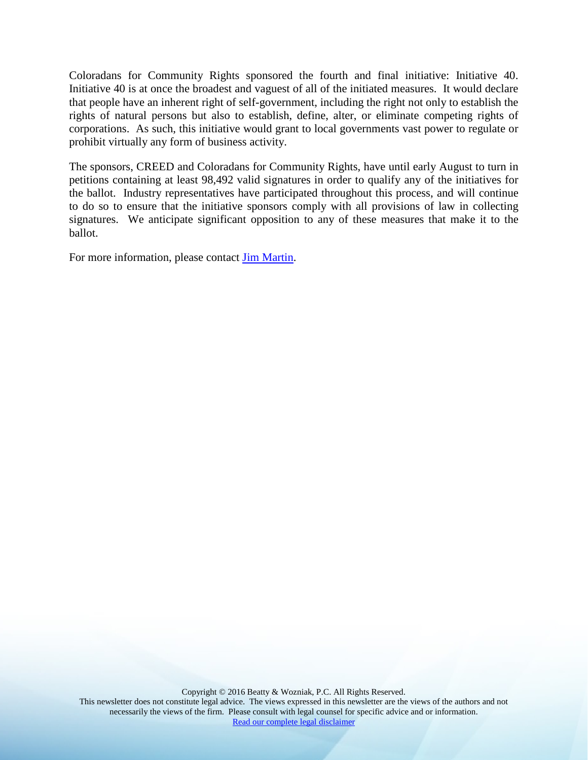Coloradans for Community Rights sponsored the fourth and final initiative: Initiative 40. Initiative 40 is at once the broadest and vaguest of all of the initiated measures. It would declare that people have an inherent right of self-government, including the right not only to establish the rights of natural persons but also to establish, define, alter, or eliminate competing rights of corporations. As such, this initiative would grant to local governments vast power to regulate or prohibit virtually any form of business activity.

The sponsors, CREED and Coloradans for Community Rights, have until early August to turn in petitions containing at least 98,492 valid signatures in order to qualify any of the initiatives for the ballot. Industry representatives have participated throughout this process, and will continue to do so to ensure that the initiative sponsors comply with all provisions of law in collecting signatures. We anticipate significant opposition to any of these measures that make it to the ballot.

For more information, please contact Jim Martin.

Copyright © 2016 Beatty & Wozniak, P.C. All Rights Reserved.
This newsletter does not constitute legal advice. The views expressed in this newsletter are the views of the authors and not necessarily the views of the firm. Please consult with legal counsel for specific advice and or information.
Read our complete legal disclaimer